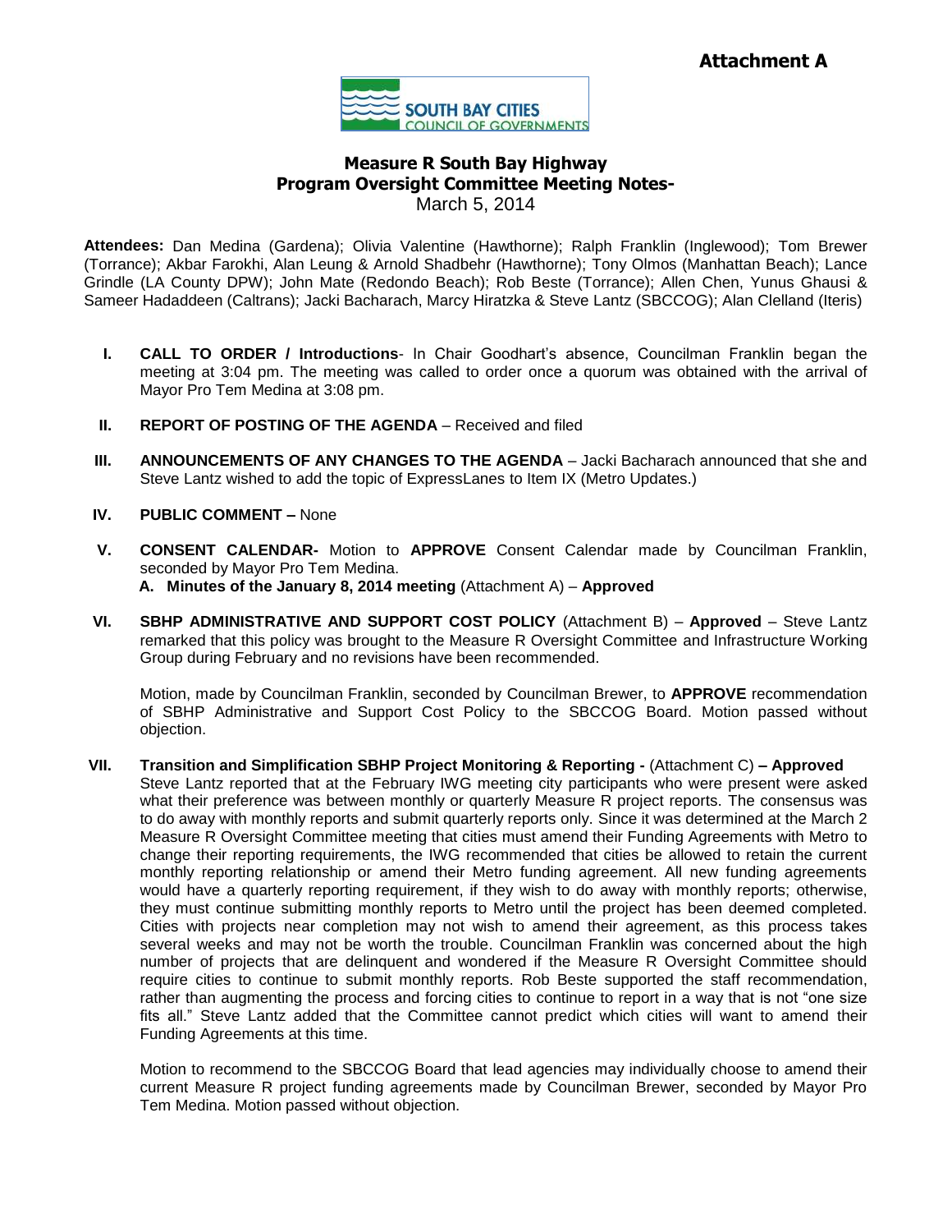**Attachment A**

SOUTH BAY CITIES COUNCIL OF GOVERNMENTS

# Measure R South Bay Highway Program Oversight Committee Meeting Notes-

March 5, 2014

**Attendees:** Dan Medina (Gardena); Olivia Valentine (Hawthorne); Ralph Franklin (Inglewood); Tom Brewer (Torrance); Akbar Farokhi, Alan Leung & Arnold Shadbehr (Hawthorne); Tony Olmos (Manhattan Beach); Lance Grindle (LA County DPW); John Mate (Redondo Beach); Rob Beste (Torrance); Allen Chen, Yunus Ghausi & Sameer Hadaddeen (Caltrans); Jacki Bacharach, Marcy Hiratzka & Steve Lantz (SBCCOG); Alan Clelland (Iteris)

**I. CALL TO ORDER / Introductions**- In Chair Goodhart's absence, Councilman Franklin began the meeting at 3:04 pm. The meeting was called to order once a quorum was obtained with the arrival of Mayor Pro Tem Medina at 3:08 pm.

**II. REPORT OF POSTING OF THE AGENDA** – Received and filed

**III. ANNOUNCEMENTS OF ANY CHANGES TO THE AGENDA** – Jacki Bacharach announced that she and Steve Lantz wished to add the topic of ExpressLanes to Item IX (Metro Updates.)

**IV. PUBLIC COMMENT –** None

**V. CONSENT CALENDAR-** Motion to **APPROVE** Consent Calendar made by Councilman Franklin, seconded by Mayor Pro Tem Medina.

**A. Minutes of the January 8, 2014 meeting** (Attachment A) – **Approved**

**VI. SBHP ADMINISTRATIVE AND SUPPORT COST POLICY** (Attachment B) – **Approved** – Steve Lantz remarked that this policy was brought to the Measure R Oversight Committee and Infrastructure Working Group during February and no revisions have been recommended.

Motion, made by Councilman Franklin, seconded by Councilman Brewer, to **APPROVE** recommendation of SBHP Administrative and Support Cost Policy to the SBCCOG Board. Motion passed without objection.

**VII. Transition and Simplification SBHP Project Monitoring & Reporting -** (Attachment C) **– Approved**

Steve Lantz reported that at the February IWG meeting city participants who were present were asked what their preference was between monthly or quarterly Measure R project reports. The consensus was to do away with monthly reports and submit quarterly reports only. Since it was determined at the March 2 Measure R Oversight Committee meeting that cities must amend their Funding Agreements with Metro to change their reporting requirements, the IWG recommended that cities be allowed to retain the current monthly reporting relationship or amend their Metro funding agreement. All new funding agreements would have a quarterly reporting requirement, if they wish to do away with monthly reports; otherwise, they must continue submitting monthly reports to Metro until the project has been deemed completed. Cities with projects near completion may not wish to amend their agreement, as this process takes several weeks and may not be worth the trouble. Councilman Franklin was concerned about the high number of projects that are delinquent and wondered if the Measure R Oversight Committee should require cities to continue to submit monthly reports. Rob Beste supported the staff recommendation, rather than augmenting the process and forcing cities to continue to report in a way that is not "one size fits all." Steve Lantz added that the Committee cannot predict which cities will want to amend their Funding Agreements at this time.

Motion to recommend to the SBCCOG Board that lead agencies may individually choose to amend their current Measure R project funding agreements made by Councilman Brewer, seconded by Mayor Pro Tem Medina. Motion passed without objection.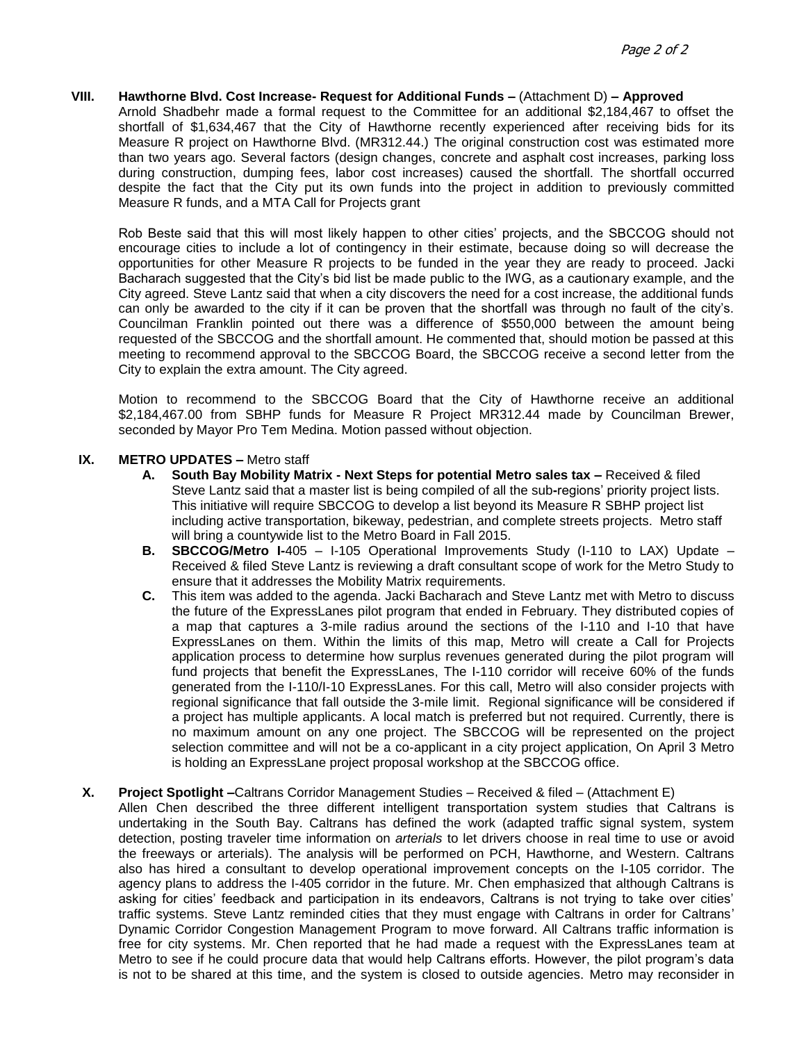**VIII. Hawthorne Blvd. Cost Increase- Request for Additional Funds –** (Attachment D) **– Approved**

Arnold Shadbehr made a formal request to the Committee for an additional $2,184,467 to offset the shortfall of $1,634,467 that the City of Hawthorne recently experienced after receiving bids for its Measure R project on Hawthorne Blvd. (MR312.44.) The original construction cost was estimated more than two years ago. Several factors (design changes, concrete and asphalt cost increases, parking loss during construction, dumping fees, labor cost increases) caused the shortfall. The shortfall occurred despite the fact that the City put its own funds into the project in addition to previously committed Measure R funds, and a MTA Call for Projects grant

Rob Beste said that this will most likely happen to other cities' projects, and the SBCCOG should not encourage cities to include a lot of contingency in their estimate, because doing so will decrease the opportunities for other Measure R projects to be funded in the year they are ready to proceed. Jacki Bacharach suggested that the City's bid list be made public to the IWG, as a cautionary example, and the City agreed. Steve Lantz said that when a city discovers the need for a cost increase, the additional funds can only be awarded to the city if it can be proven that the shortfall was through no fault of the city's. Councilman Franklin pointed out there was a difference of $550,000 between the amount being requested of the SBCCOG and the shortfall amount. He commented that, should motion be passed at this meeting to recommend approval to the SBCCOG Board, the SBCCOG receive a second letter from the City to explain the extra amount. The City agreed.

Motion to recommend to the SBCCOG Board that the City of Hawthorne receive an additional $2,184,467.00 from SBHP funds for Measure R Project MR312.44 made by Councilman Brewer, seconded by Mayor Pro Tem Medina. Motion passed without objection.

**IX. METRO UPDATES –** Metro staff

**A. South Bay Mobility Matrix - Next Steps for potential Metro sales tax –** Received & filed Steve Lantz said that a master list is being compiled of all the sub-regions' priority project lists. This initiative will require SBCCOG to develop a list beyond its Measure R SBHP project list including active transportation, bikeway, pedestrian, and complete streets projects. Metro staff will bring a countywide list to the Metro Board in Fall 2015.

**B. SBCCOG/Metro I-**405 – I-105 Operational Improvements Study (I-110 to LAX) Update – Received & filed Steve Lantz is reviewing a draft consultant scope of work for the Metro Study to ensure that it addresses the Mobility Matrix requirements.

**C.** This item was added to the agenda. Jacki Bacharach and Steve Lantz met with Metro to discuss the future of the ExpressLanes pilot program that ended in February. They distributed copies of a map that captures a 3-mile radius around the sections of the I-110 and I-10 that have ExpressLanes on them. Within the limits of this map, Metro will create a Call for Projects application process to determine how surplus revenues generated during the pilot program will fund projects that benefit the ExpressLanes, The I-110 corridor will receive 60% of the funds generated from the I-110/I-10 ExpressLanes. For this call, Metro will also consider projects with regional significance that fall outside the 3-mile limit. Regional significance will be considered if a project has multiple applicants. A local match is preferred but not required. Currently, there is no maximum amount on any one project. The SBCCOG will be represented on the project selection committee and will not be a co-applicant in a city project application, On April 3 Metro is holding an ExpressLane project proposal workshop at the SBCCOG office.

**X. Project Spotlight –**Caltrans Corridor Management Studies – Received & filed – (Attachment E)

Allen Chen described the three different intelligent transportation system studies that Caltrans is undertaking in the South Bay. Caltrans has defined the work (adapted traffic signal system, system detection, posting traveler time information on *arterials* to let drivers choose in real time to use or avoid the freeways or arterials). The analysis will be performed on PCH, Hawthorne, and Western. Caltrans also has hired a consultant to develop operational improvement concepts on the I-105 corridor. The agency plans to address the I-405 corridor in the future. Mr. Chen emphasized that although Caltrans is asking for cities' feedback and participation in its endeavors, Caltrans is not trying to take over cities' traffic systems. Steve Lantz reminded cities that they must engage with Caltrans in order for Caltrans' Dynamic Corridor Congestion Management Program to move forward. All Caltrans traffic information is free for city systems. Mr. Chen reported that he had made a request with the ExpressLanes team at Metro to see if he could procure data that would help Caltrans efforts. However, the pilot program's data is not to be shared at this time, and the system is closed to outside agencies. Metro may reconsider in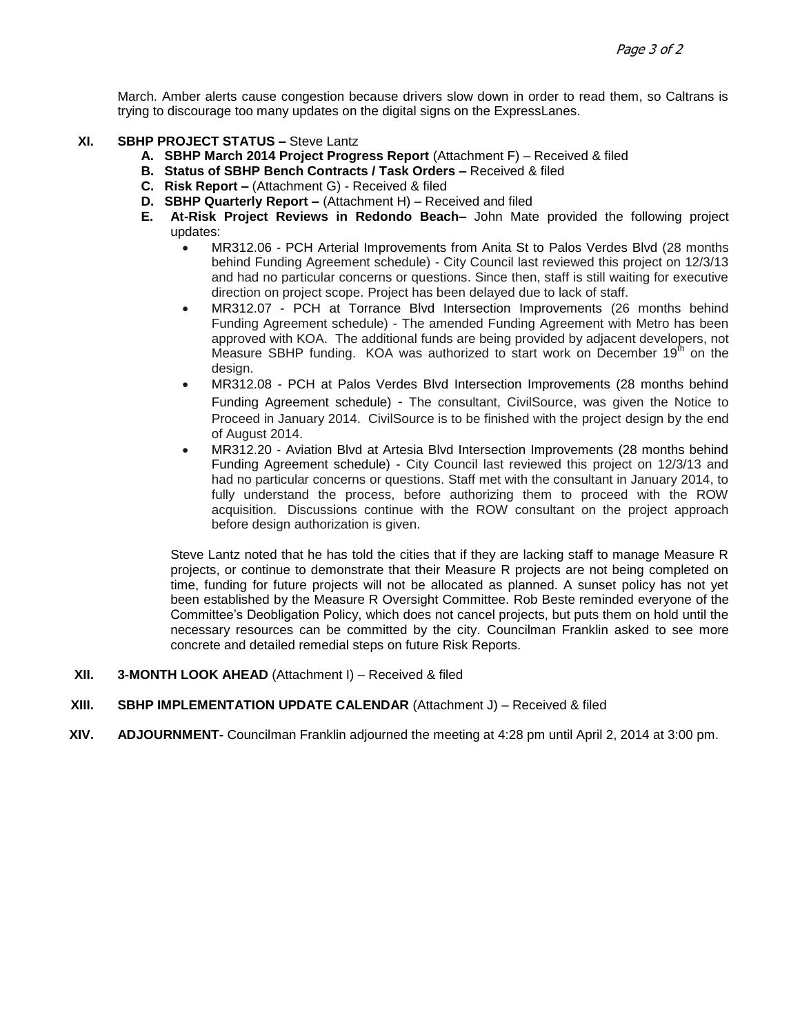March. Amber alerts cause congestion because drivers slow down in order to read them, so Caltrans is trying to discourage too many updates on the digital signs on the ExpressLanes.

**XI. SBHP PROJECT STATUS –** Steve Lantz

- **A. SBHP March 2014 Project Progress Report** (Attachment F) – Received & filed
- **B. Status of SBHP Bench Contracts / Task Orders –** Received & filed
- **C. Risk Report –** (Attachment G) - Received & filed
- **D. SBHP Quarterly Report –** (Attachment H) – Received and filed
- **E. At-Risk Project Reviews in Redondo Beach–** John Mate provided the following project updates:
  - MR312.06 - PCH Arterial Improvements from Anita St to Palos Verdes Blvd (28 months behind Funding Agreement schedule) - City Council last reviewed this project on 12/3/13 and had no particular concerns or questions. Since then, staff is still waiting for executive direction on project scope. Project has been delayed due to lack of staff.
  - MR312.07 - PCH at Torrance Blvd Intersection Improvements (26 months behind Funding Agreement schedule) - The amended Funding Agreement with Metro has been approved with KOA. The additional funds are being provided by adjacent developers, not Measure SBHP funding. KOA was authorized to start work on December 19th on the design.
  - MR312.08 - PCH at Palos Verdes Blvd Intersection Improvements (28 months behind Funding Agreement schedule) - The consultant, CivilSource, was given the Notice to Proceed in January 2014. CivilSource is to be finished with the project design by the end of August 2014.
  - MR312.20 - Aviation Blvd at Artesia Blvd Intersection Improvements (28 months behind Funding Agreement schedule) - City Council last reviewed this project on 12/3/13 and had no particular concerns or questions. Staff met with the consultant in January 2014, to fully understand the process, before authorizing them to proceed with the ROW acquisition. Discussions continue with the ROW consultant on the project approach before design authorization is given.

  Steve Lantz noted that he has told the cities that if they are lacking staff to manage Measure R projects, or continue to demonstrate that their Measure R projects are not being completed on time, funding for future projects will not be allocated as planned. A sunset policy has not yet been established by the Measure R Oversight Committee. Rob Beste reminded everyone of the Committee's Deobligation Policy, which does not cancel projects, but puts them on hold until the necessary resources can be committed by the city. Councilman Franklin asked to see more concrete and detailed remedial steps on future Risk Reports.

**XII. 3-MONTH LOOK AHEAD** (Attachment I) – Received & filed

**XIII. SBHP IMPLEMENTATION UPDATE CALENDAR** (Attachment J) – Received & filed

**XIV. ADJOURNMENT-** Councilman Franklin adjourned the meeting at 4:28 pm until April 2, 2014 at 3:00 pm.